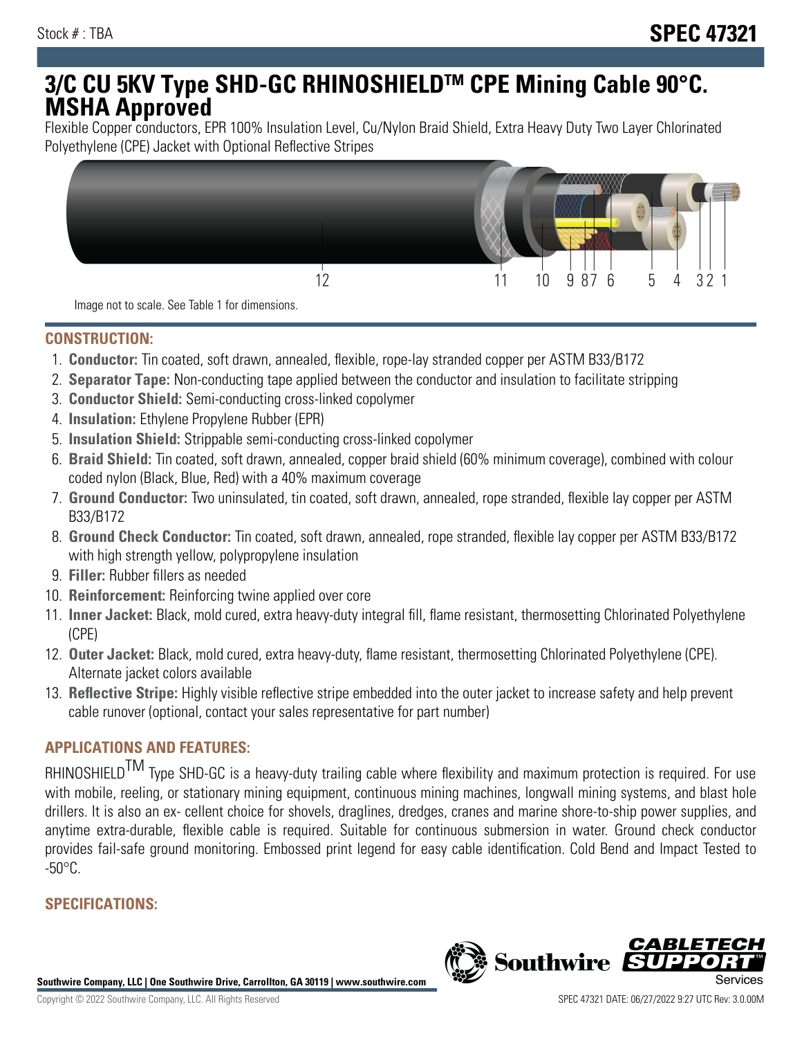Stock # : TBA

# SPEC 47321

# 3/C CU 5KV Type SHD-GC RHINOSHIELDTM CPE Mining Cable 90°C. MSHA Approved

Flexible Copper conductors, EPR 100% Insulation Level, Cu/Nylon Braid Shield, Extra Heavy Duty Two Layer Chlorinated Polyethylene (CPE) Jacket with Optional Reflective Stripes

12 11 10 9 8 7 6 5 4 3 2 1

Image not to scale. See Table 1 for dimensions.

## CONSTRUCTION:

1. **Conductor:** Tin coated, soft drawn, annealed, flexible, rope-lay stranded copper per ASTM B33/B172
2. **Separator Tape:** Non-conducting tape applied between the conductor and insulation to facilitate stripping
3. **Conductor Shield:** Semi-conducting cross-linked copolymer
4. **Insulation:** Ethylene Propylene Rubber (EPR)
5. **Insulation Shield:** Strippable semi-conducting cross-linked copolymer
6. **Braid Shield:** Tin coated, soft drawn, annealed, copper braid shield (60% minimum coverage), combined with colour coded nylon (Black, Blue, Red) with a 40% maximum coverage
7. **Ground Conductor:** Two uninsulated, tin coated, soft drawn, annealed, rope stranded, flexible lay copper per ASTM B33/B172
8. **Ground Check Conductor:** Tin coated, soft drawn, annealed, rope stranded, flexible lay copper per ASTM B33/B172 with high strength yellow, polypropylene insulation
9. **Filler:** Rubber fillers as needed
10. **Reinforcement:** Reinforcing twine applied over core
11. **Inner Jacket:** Black, mold cured, extra heavy-duty integral fill, flame resistant, thermosetting Chlorinated Polyethylene (CPE)
12. **Outer Jacket:** Black, mold cured, extra heavy-duty, flame resistant, thermosetting Chlorinated Polyethylene (CPE). Alternate jacket colors available
13. **Reflective Stripe:** Highly visible reflective stripe embedded into the outer jacket to increase safety and help prevent cable runover (optional, contact your sales representative for part number)

## APPLICATIONS AND FEATURES:

RHINOSHIELDTM Type SHD-GC is a heavy-duty trailing cable where flexibility and maximum protection is required. For use with mobile, reeling, or stationary mining equipment, continuous mining machines, longwall mining systems, and blast hole drillers. It is also an ex- cellent choice for shovels, draglines, dredges, cranes and marine shore-to-ship power supplies, and anytime extra-durable, flexible cable is required. Suitable for continuous submersion in water. Ground check conductor provides fail-safe ground monitoring. Embossed print legend for easy cable identification. Cold Bend and Impact Tested to -50°C.

## SPECIFICATIONS:

**Southwire Company, LLC | One Southwire Drive, Carrollton, GA 30119 | www.southwire.com**

Copyright © 2022 Southwire Company, LLC. All Rights Reserved

SPEC 47321 DATE: 06/27/2022 9:27 UTC Rev: 3.0.00M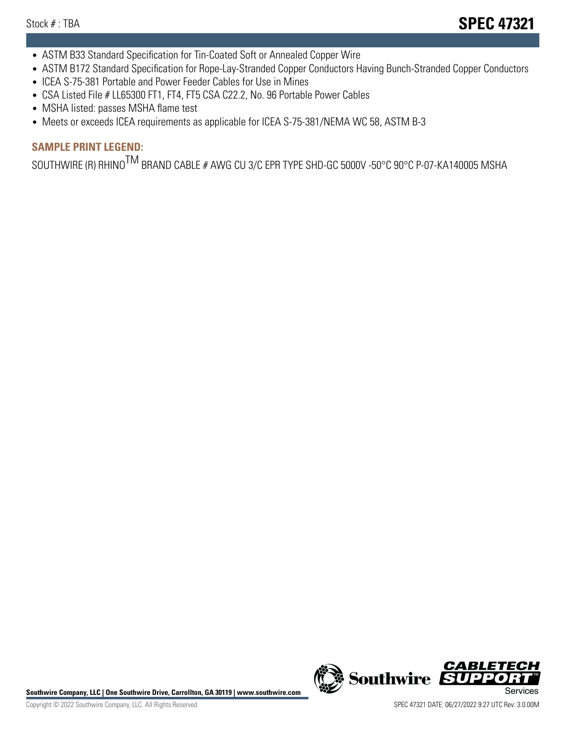- ASTM B33 Standard Specification for Tin-Coated Soft or Annealed Copper Wire
- ASTM B172 Standard Specification for Rope-Lay-Stranded Copper Conductors Having Bunch-Stranded Copper Conductors
- ICEA S-75-381 Portable and Power Feeder Cables for Use in Mines
- CSA Listed File # LL65300 FT1, FT4, FT5 CSA C22.2, No. 96 Portable Power Cables
- MSHA listed: passes MSHA flame test
- Meets or exceeds ICEA requirements as applicable for ICEA S-75-381/NEMA WC 58, ASTM B-3

## SAMPLE PRINT LEGEND:

SOUTHWIRE (R) RHINO$^{TM}$ BRAND CABLE # AWG CU 3/C EPR TYPE SHD-GC 5000V -50°C 90°C P-07-KA140005 MSHA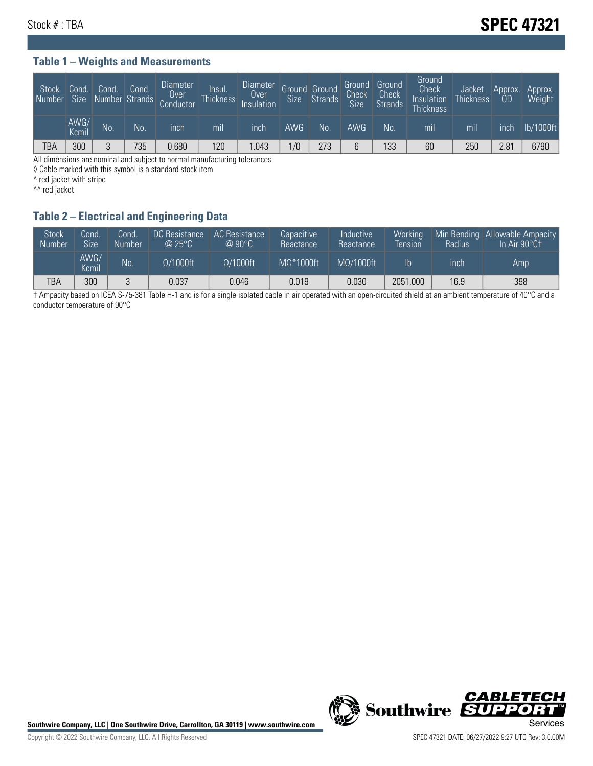Stock # : TBA

# SPEC 47321

### Table 1 – Weights and Measurements

| Stock Number | Cond. Size | Cond. Number | Cond. Strands | Diameter Over Conductor | Insul. Thickness | Diameter Over Insulation | Ground Size | Ground Strands | Ground Check Size | Ground Check Strands | Ground Check Insulation Thickness | Jacket Thickness | Approx. OD | Approx. Weight |
|---|---|---|---|---|---|---|---|---|---|---|---|---|---|---|
| | AWG/ Kcmil | No. | No. | inch | mil | inch | AWG | No. | AWG | No. | mil | mil | inch | lb/1000ft |
| TBA | 300 | 3 | 735 | 0.680 | 120 | 1.043 | 1/0 | 273 | 6 | 133 | 60 | 250 | 2.81 | 6790 |

All dimensions are nominal and subject to normal manufacturing tolerances

◊ Cable marked with this symbol is a standard stock item

^ red jacket with stripe

^^ red jacket

### Table 2 – Electrical and Engineering Data

| Stock Number | Cond. Size | Cond. Number | DC Resistance @ 25°C | AC Resistance @ 90°C | Capacitive Reactance | Inductive Reactance | Working Tension | Min Bending Radius | Allowable Ampacity In Air 90°C† |
|---|---|---|---|---|---|---|---|---|---|
| | AWG/ Kcmil | No. | Ω/1000ft | Ω/1000ft | MΩ*1000ft | MΩ/1000ft | lb | inch | Amp |
| TBA | 300 | 3 | 0.037 | 0.046 | 0.019 | 0.030 | 2051.000 | 16.9 | 398 |

† Ampacity based on ICEA S-75-381 Table H-1 and is for a single isolated cable in air operated with an open-circuited shield at an ambient temperature of 40°C and a conductor temperature of 90°C

Southwire Company, LLC | One Southwire Drive, Carrollton, GA 30119 | www.southwire.com

Copyright © 2022 Southwire Company, LLC. All Rights Reserved

SPEC 47321 DATE: 06/27/2022 9:27 UTC Rev: 3.0.00M